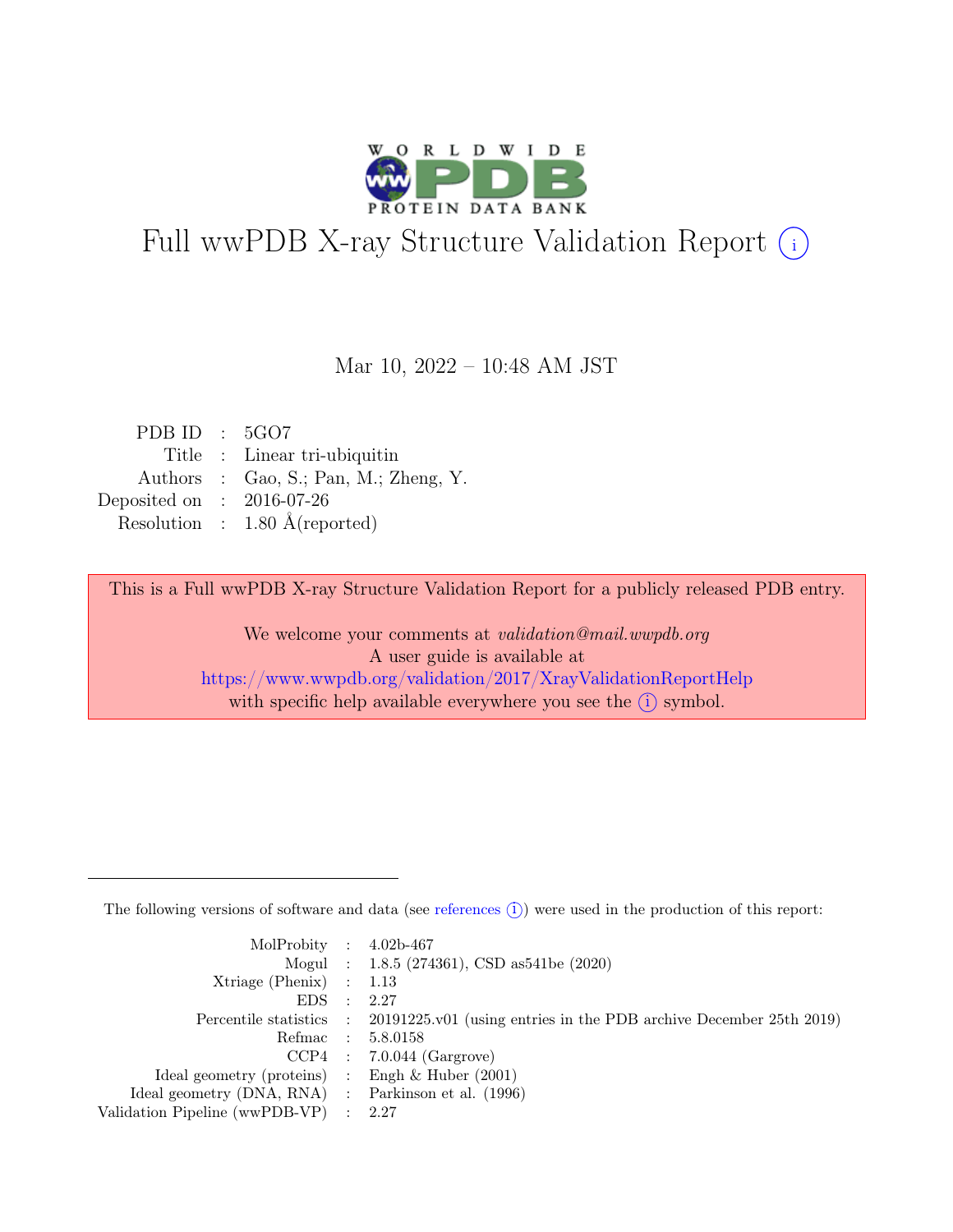# Full wwPDB X-ray Structure Validation Report (i)

Mar 10, 2022 – 10:48 AM JST

| | | |
|---|---|---|
| PDB ID | : | 5GO7 |
| Title | : | Linear tri-ubiquitin |
| Authors | : | Gao, S.; Pan, M.; Zheng, Y. |
| Deposited on | : | 2016-07-26 |
| Resolution | : | 1.80 Å(reported) |

This is a Full wwPDB X-ray Structure Validation Report for a publicly released PDB entry.

We welcome your comments at *validation@mail.wwpdb.org*
A user guide is available at
https://www.wwpdb.org/validation/2017/XrayValidationReportHelp
with specific help available everywhere you see the (i) symbol.

---

The following versions of software and data (see references (i)) were used in the production of this report:

| | | |
|---|---|---|
| MolProbity | : | 4.02b-467 |
| Mogul | : | 1.8.5 (274361), CSD as541be (2020) |
| Xtriage (Phenix) | : | 1.13 |
| EDS | : | 2.27 |
| Percentile statistics | : | 20191225.v01 (using entries in the PDB archive December 25th 2019) |
| Refmac | : | 5.8.0158 |
| CCP4 | : | 7.0.044 (Gargrove) |
| Ideal geometry (proteins) | : | Engh & Huber (2001) |
| Ideal geometry (DNA, RNA) | : | Parkinson et al. (1996) |
| Validation Pipeline (wwPDB-VP) | : | 2.27 |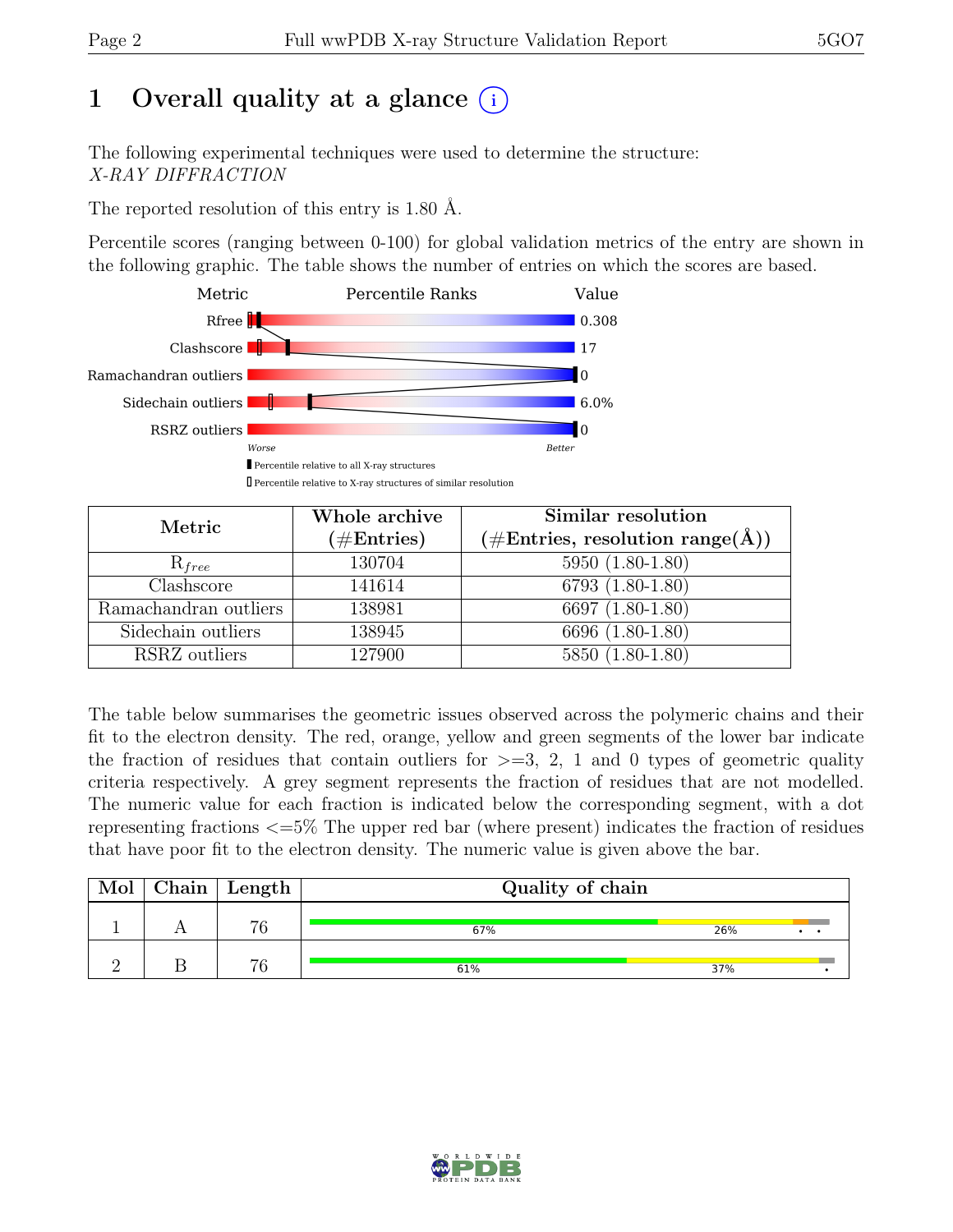# 1 Overall quality at a glance (i)

The following experimental techniques were used to determine the structure:
*X-RAY DIFFRACTION*

The reported resolution of this entry is 1.80 Å.

Percentile scores (ranging between 0-100) for global validation metrics of the entry are shown in the following graphic. The table shows the number of entries on which the scores are based.

| Metric | Value |
|---|---|
| Rfree | 0.308 |
| Clashscore | 17 |
| Ramachandran outliers | 0 |
| Sidechain outliers | 6.0% |
| RSRZ outliers | 0 |

Worse — Better

▮ Percentile relative to all X-ray structures
▯ Percentile relative to X-ray structures of similar resolution

| Metric | Whole archive (#Entries) | Similar resolution (#Entries, resolution range(Å)) |
|---|---|---|
| $R_{free}$ | 130704 | 5950 (1.80-1.80) |
| Clashscore | 141614 | 6793 (1.80-1.80) |
| Ramachandran outliers | 138981 | 6697 (1.80-1.80) |
| Sidechain outliers | 138945 | 6696 (1.80-1.80) |
| RSRZ outliers | 127900 | 5850 (1.80-1.80) |

The table below summarises the geometric issues observed across the polymeric chains and their fit to the electron density. The red, orange, yellow and green segments of the lower bar indicate the fraction of residues that contain outliers for >=3, 2, 1 and 0 types of geometric quality criteria respectively. A grey segment represents the fraction of residues that are not modelled. The numeric value for each fraction is indicated below the corresponding segment, with a dot representing fractions <=5% The upper red bar (where present) indicates the fraction of residues that have poor fit to the electron density. The numeric value is given above the bar.

| Mol | Chain | Length | Quality of chain |
|---|---|---|---|
| 1 | A | 76 | 67% 26% • • |
| 2 | B | 76 | 61% 37% • |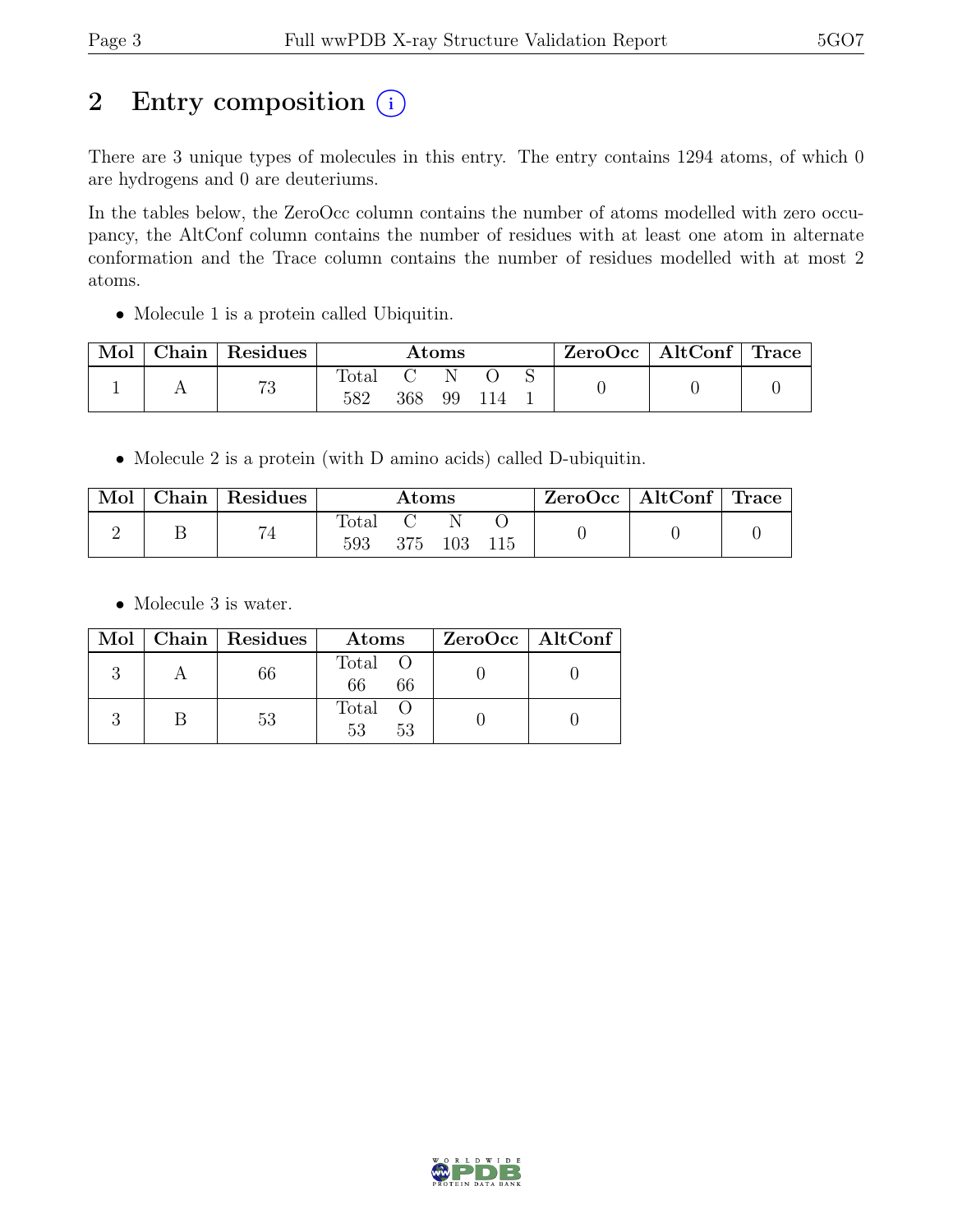## 2 Entry composition

There are 3 unique types of molecules in this entry. The entry contains 1294 atoms, of which 0 are hydrogens and 0 are deuteriums.

In the tables below, the ZeroOcc column contains the number of atoms modelled with zero occupancy, the AltConf column contains the number of residues with at least one atom in alternate conformation and the Trace column contains the number of residues modelled with at most 2 atoms.

- Molecule 1 is a protein called Ubiquitin.

| Mol | Chain | Residues | Atoms | | | | | ZeroOcc | AltConf | Trace |
|---|---|---|---|---|---|---|---|---|---|---|
| | | | Total | C | N | O | S | | | |
| 1 | A | 73 | 582 | 368 | 99 | 114 | 1 | 0 | 0 | 0 |

- Molecule 2 is a protein (with D amino acids) called D-ubiquitin.

| Mol | Chain | Residues | Atoms | | | | ZeroOcc | AltConf | Trace |
|---|---|---|---|---|---|---|---|---|---|
| | | | Total | C | N | O | | | |
| 2 | B | 74 | 593 | 375 | 103 | 115 | 0 | 0 | 0 |

- Molecule 3 is water.

| Mol | Chain | Residues | Atoms | | ZeroOcc | AltConf |
|---|---|---|---|---|---|---|
| | | | Total | O | | |
| 3 | A | 66 | 66 | 66 | 0 | 0 |
| 3 | B | 53 | 53 | 53 | 0 | 0 |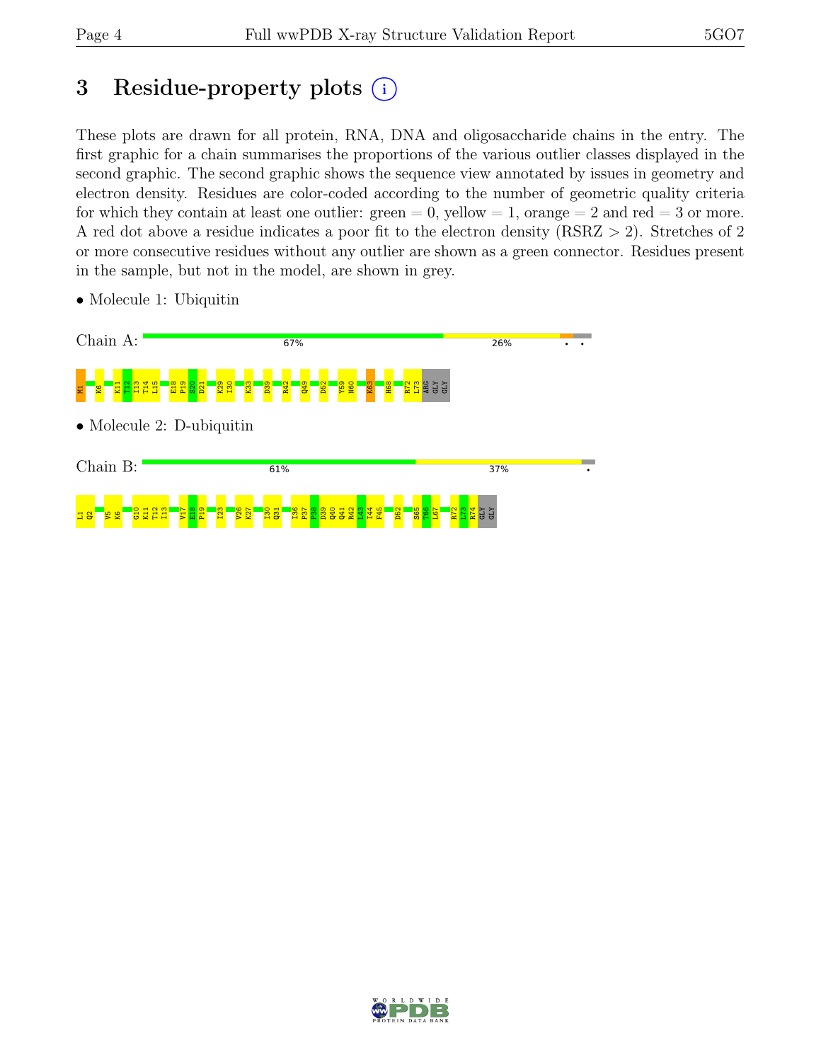# 3 Residue-property plots

These plots are drawn for all protein, RNA, DNA and oligosaccharide chains in the entry. The first graphic for a chain summarises the proportions of the various outlier classes displayed in the second graphic. The second graphic shows the sequence view annotated by issues in geometry and electron density. Residues are color-coded according to the number of geometric quality criteria for which they contain at least one outlier: green = 0, yellow = 1, orange = 2 and red = 3 or more. A red dot above a residue indicates a poor fit to the electron density (RSRZ > 2). Stretches of 2 or more consecutive residues without any outlier are shown as a green connector. Residues present in the sample, but not in the model, are shown in grey.

- Molecule 1: Ubiquitin

Chain A: 67% 26% • •

M1 K6 K11 T12 I13 T14 L15 E18 P19 S20 D21 K29 I30 K33 D39 R42 Q49 D52 Y59 N60 K63 H68 R72 L73 ARG GLY GLY

- Molecule 2: D-ubiquitin

Chain B: 61% 37% •

L1 Q2 V5 K6 G10 K11 T12 I13 V17 E18 P19 I23 V26 K27 I30 Q31 I36 P37 P38 D39 Q40 Q41 R42 L43 I44 F45 D52 S65 T66 L67 R72 L73 R74 GLY GLY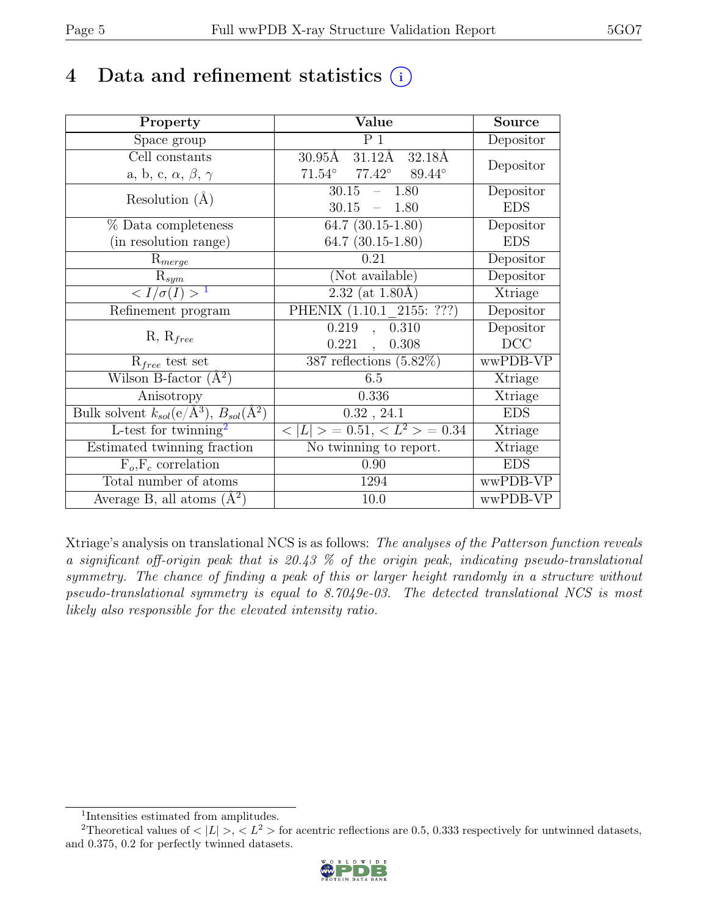# 4 Data and refinement statistics

| Property | Value | Source |
|---|---|---|
| Space group | P 1 | Depositor |
| Cell constants<br>a, b, c, $\alpha$, $\beta$, $\gamma$ | 30.95Å 31.12Å 32.18Å<br>71.54° 77.42° 89.44° | Depositor |
| Resolution (Å) | 30.15 – 1.80<br>30.15 – 1.80 | Depositor<br>EDS |
| % Data completeness<br>(in resolution range) | 64.7 (30.15-1.80)<br>64.7 (30.15-1.80) | Depositor<br>EDS |
| $R_{merge}$ | 0.21 | Depositor |
| $R_{sym}$ | (Not available) | Depositor |
| $< I/\sigma(I) >$ [1] | 2.32 (at 1.80Å) | Xtriage |
| Refinement program | PHENIX (1.10.1_2155: ???) | Depositor |
| R, $R_{free}$ | 0.219 , 0.310<br>0.221 , 0.308 | Depositor<br>DCC |
| $R_{free}$ test set | 387 reflections (5.82%) | wwPDB-VP |
| Wilson B-factor (Å$^2$) | 6.5 | Xtriage |
| Anisotropy | 0.336 | Xtriage |
| Bulk solvent $k_{sol}$(e/Å$^3$), $B_{sol}$(Å$^2$) | 0.32 , 24.1 | EDS |
| L-test for twinning[2] | $< \|L\| > = 0.51$, $< L^2 > = 0.34$ | Xtriage |
| Estimated twinning fraction | No twinning to report. | Xtriage |
| $F_o$,$F_c$ correlation | 0.90 | EDS |
| Total number of atoms | 1294 | wwPDB-VP |
| Average B, all atoms (Å$^2$) | 10.0 | wwPDB-VP |

Xtriage's analysis on translational NCS is as follows: *The analyses of the Patterson function reveals a significant off-origin peak that is 20.43 % of the origin peak, indicating pseudo-translational symmetry. The chance of finding a peak of this or larger height randomly in a structure without pseudo-translational symmetry is equal to 8.7049e-03. The detected translational NCS is most likely also responsible for the elevated intensity ratio.*

[1] Intensities estimated from amplitudes.

[2] Theoretical values of $< |L| >$, $< L^2 >$ for acentric reflections are 0.5, 0.333 respectively for untwinned datasets, and 0.375, 0.2 for perfectly twinned datasets.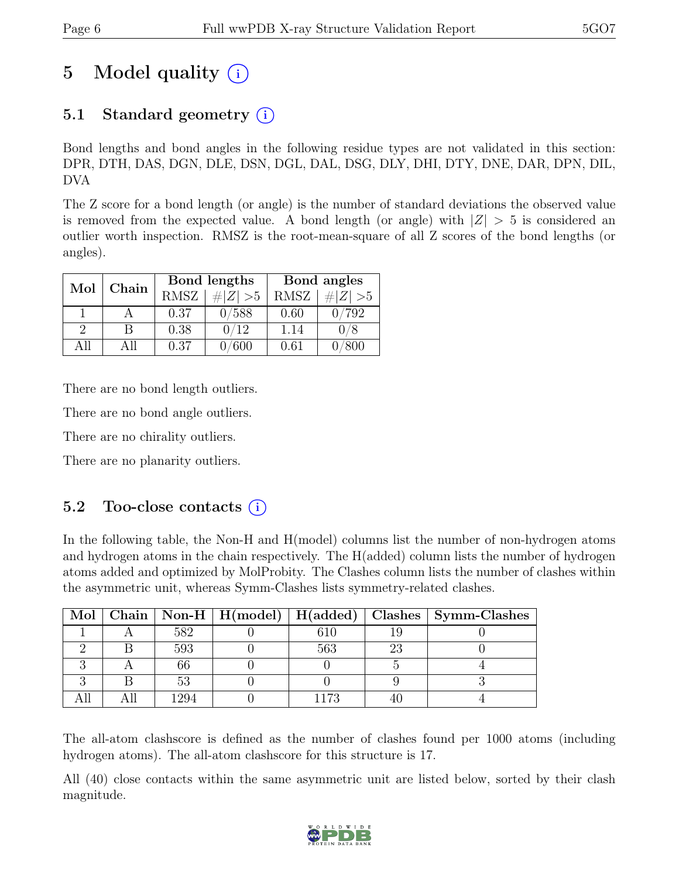# 5 Model quality (i)

## 5.1 Standard geometry (i)

Bond lengths and bond angles in the following residue types are not validated in this section: DPR, DTH, DAS, DGN, DLE, DSN, DGL, DAL, DSG, DLY, DHI, DTY, DNE, DAR, DPN, DIL, DVA

The Z score for a bond length (or angle) is the number of standard deviations the observed value is removed from the expected value. A bond length (or angle) with $|Z| > 5$ is considered an outlier worth inspection. RMSZ is the root-mean-square of all Z scores of the bond lengths (or angles).

| Mol | Chain | Bond lengths | | Bond angles | |
|---|---|---|---|---|---|
| | | RMSZ | $\#\|Z\| > 5$ | RMSZ | $\#\|Z\| > 5$ |
| 1 | A | 0.37 | 0/588 | 0.60 | 0/792 |
| 2 | B | 0.38 | 0/12 | 1.14 | 0/8 |
| All | All | 0.37 | 0/600 | 0.61 | 0/800 |

There are no bond length outliers.

There are no bond angle outliers.

There are no chirality outliers.

There are no planarity outliers.

## 5.2 Too-close contacts (i)

In the following table, the Non-H and H(model) columns list the number of non-hydrogen atoms and hydrogen atoms in the chain respectively. The H(added) column lists the number of hydrogen atoms added and optimized by MolProbity. The Clashes column lists the number of clashes within the asymmetric unit, whereas Symm-Clashes lists symmetry-related clashes.

| Mol | Chain | Non-H | H(model) | H(added) | Clashes | Symm-Clashes |
|---|---|---|---|---|---|---|
| 1 | A | 582 | 0 | 610 | 19 | 0 |
| 2 | B | 593 | 0 | 563 | 23 | 0 |
| 3 | A | 66 | 0 | 0 | 5 | 4 |
| 3 | B | 53 | 0 | 0 | 9 | 3 |
| All | All | 1294 | 0 | 1173 | 40 | 4 |

The all-atom clashscore is defined as the number of clashes found per 1000 atoms (including hydrogen atoms). The all-atom clashscore for this structure is 17.

All (40) close contacts within the same asymmetric unit are listed below, sorted by their clash magnitude.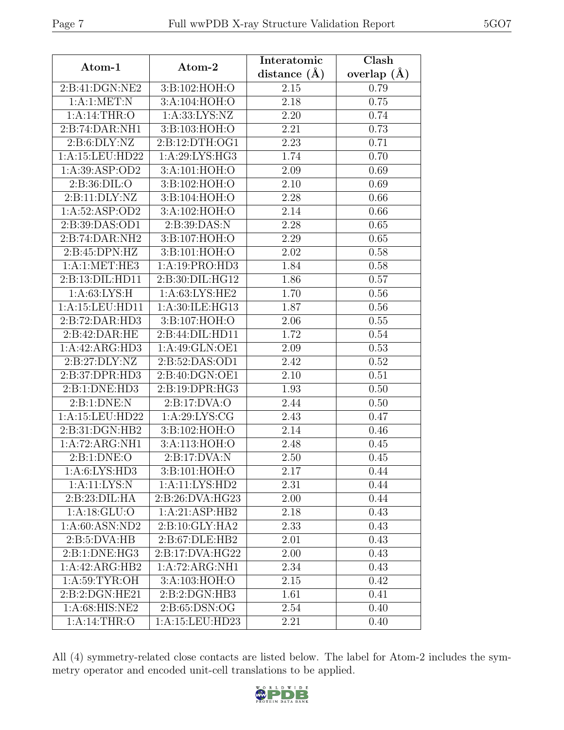| Atom-1 | Atom-2 | Interatomic distance (Å) | Clash overlap (Å) |
|---|---|---|---|
| 2:B:41:DGN:NE2 | 3:B:102:HOH:O | 2.15 | 0.79 |
| 1:A:1:MET:N | 3:A:104:HOH:O | 2.18 | 0.75 |
| 1:A:14:THR:O | 1:A:33:LYS:NZ | 2.20 | 0.74 |
| 2:B:74:DAR:NH1 | 3:B:103:HOH:O | 2.21 | 0.73 |
| 2:B:6:DLY:NZ | 2:B:12:DTH:OG1 | 2.23 | 0.71 |
| 1:A:15:LEU:HD22 | 1:A:29:LYS:HG3 | 1.74 | 0.70 |
| 1:A:39:ASP:OD2 | 3:A:101:HOH:O | 2.09 | 0.69 |
| 2:B:36:DIL:O | 3:B:102:HOH:O | 2.10 | 0.69 |
| 2:B:11:DLY:NZ | 3:B:104:HOH:O | 2.28 | 0.66 |
| 1:A:52:ASP:OD2 | 3:A:102:HOH:O | 2.14 | 0.66 |
| 2:B:39:DAS:OD1 | 2:B:39:DAS:N | 2.28 | 0.65 |
| 2:B:74:DAR:NH2 | 3:B:107:HOH:O | 2.29 | 0.65 |
| 2:B:45:DPN:HZ | 3:B:101:HOH:O | 2.02 | 0.58 |
| 1:A:1:MET:HE3 | 1:A:19:PRO:HD3 | 1.84 | 0.58 |
| 2:B:13:DIL:HD11 | 2:B:30:DIL:HG12 | 1.86 | 0.57 |
| 1:A:63:LYS:H | 1:A:63:LYS:HE2 | 1.70 | 0.56 |
| 1:A:15:LEU:HD11 | 1:A:30:ILE:HG13 | 1.87 | 0.56 |
| 2:B:72:DAR:HD3 | 3:B:107:HOH:O | 2.06 | 0.55 |
| 2:B:42:DAR:HE | 2:B:44:DIL:HD11 | 1.72 | 0.54 |
| 1:A:42:ARG:HD3 | 1:A:49:GLN:OE1 | 2.09 | 0.53 |
| 2:B:27:DLY:NZ | 2:B:52:DAS:OD1 | 2.42 | 0.52 |
| 2:B:37:DPR:HD3 | 2:B:40:DGN:OE1 | 2.10 | 0.51 |
| 2:B:1:DNE:HD3 | 2:B:19:DPR:HG3 | 1.93 | 0.50 |
| 2:B:1:DNE:N | 2:B:17:DVA:O | 2.44 | 0.50 |
| 1:A:15:LEU:HD22 | 1:A:29:LYS:CG | 2.43 | 0.47 |
| 2:B:31:DGN:HB2 | 3:B:102:HOH:O | 2.14 | 0.46 |
| 1:A:72:ARG:NH1 | 3:A:113:HOH:O | 2.48 | 0.45 |
| 2:B:1:DNE:O | 2:B:17:DVA:N | 2.50 | 0.45 |
| 1:A:6:LYS:HD3 | 3:B:101:HOH:O | 2.17 | 0.44 |
| 1:A:11:LYS:N | 1:A:11:LYS:HD2 | 2.31 | 0.44 |
| 2:B:23:DIL:HA | 2:B:26:DVA:HG23 | 2.00 | 0.44 |
| 1:A:18:GLU:O | 1:A:21:ASP:HB2 | 2.18 | 0.43 |
| 1:A:60:ASN:ND2 | 2:B:10:GLY:HA2 | 2.33 | 0.43 |
| 2:B:5:DVA:HB | 2:B:67:DLE:HB2 | 2.01 | 0.43 |
| 2:B:1:DNE:HG3 | 2:B:17:DVA:HG22 | 2.00 | 0.43 |
| 1:A:42:ARG:HB2 | 1:A:72:ARG:NH1 | 2.34 | 0.43 |
| 1:A:59:TYR:OH | 3:A:103:HOH:O | 2.15 | 0.42 |
| 2:B:2:DGN:HE21 | 2:B:2:DGN:HB3 | 1.61 | 0.41 |
| 1:A:68:HIS:NE2 | 2:B:65:DSN:OG | 2.54 | 0.40 |
| 1:A:14:THR:O | 1:A:15:LEU:HD23 | 2.21 | 0.40 |

All (4) symmetry-related close contacts are listed below. The label for Atom-2 includes the symmetry operator and encoded unit-cell translations to be applied.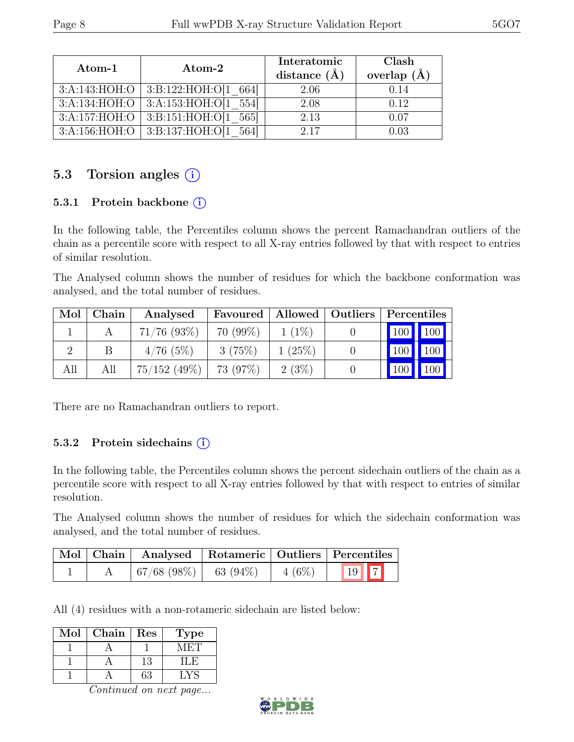| Atom-1 | Atom-2 | Interatomic distance (Å) | Clash overlap (Å) |
|---|---|---|---|
| 3:A:143:HOH:O | 3:B:122:HOH:O[1_664] | 2.06 | 0.14 |
| 3:A:134:HOH:O | 3:A:153:HOH:O[1_554] | 2.08 | 0.12 |
| 3:A:157:HOH:O | 3:B:151:HOH:O[1_565] | 2.13 | 0.07 |
| 3:A:156:HOH:O | 3:B:137:HOH:O[1_564] | 2.17 | 0.03 |

## 5.3 Torsion angles (i)

### 5.3.1 Protein backbone (i)

In the following table, the Percentiles column shows the percent Ramachandran outliers of the chain as a percentile score with respect to all X-ray entries followed by that with respect to entries of similar resolution.

The Analysed column shows the number of residues for which the backbone conformation was analysed, and the total number of residues.

| Mol | Chain | Analysed | Favoured | Allowed | Outliers | Percentiles | |
|---|---|---|---|---|---|---|---|
| 1 | A | 71/76 (93%) | 70 (99%) | 1 (1%) | 0 | 100 | 100 |
| 2 | B | 4/76 (5%) | 3 (75%) | 1 (25%) | 0 | 100 | 100 |
| All | All | 75/152 (49%) | 73 (97%) | 2 (3%) | 0 | 100 | 100 |

There are no Ramachandran outliers to report.

### 5.3.2 Protein sidechains (i)

In the following table, the Percentiles column shows the percent sidechain outliers of the chain as a percentile score with respect to all X-ray entries followed by that with respect to entries of similar resolution.

The Analysed column shows the number of residues for which the sidechain conformation was analysed, and the total number of residues.

| Mol | Chain | Analysed | Rotameric | Outliers | Percentiles | |
|---|---|---|---|---|---|---|
| 1 | A | 67/68 (98%) | 63 (94%) | 4 (6%) | 19 | 7 |

All (4) residues with a non-rotameric sidechain are listed below:

| Mol | Chain | Res | Type |
|---|---|---|---|
| 1 | A | 1 | MET |
| 1 | A | 13 | ILE |
| 1 | A | 63 | LYS |

*Continued on next page...*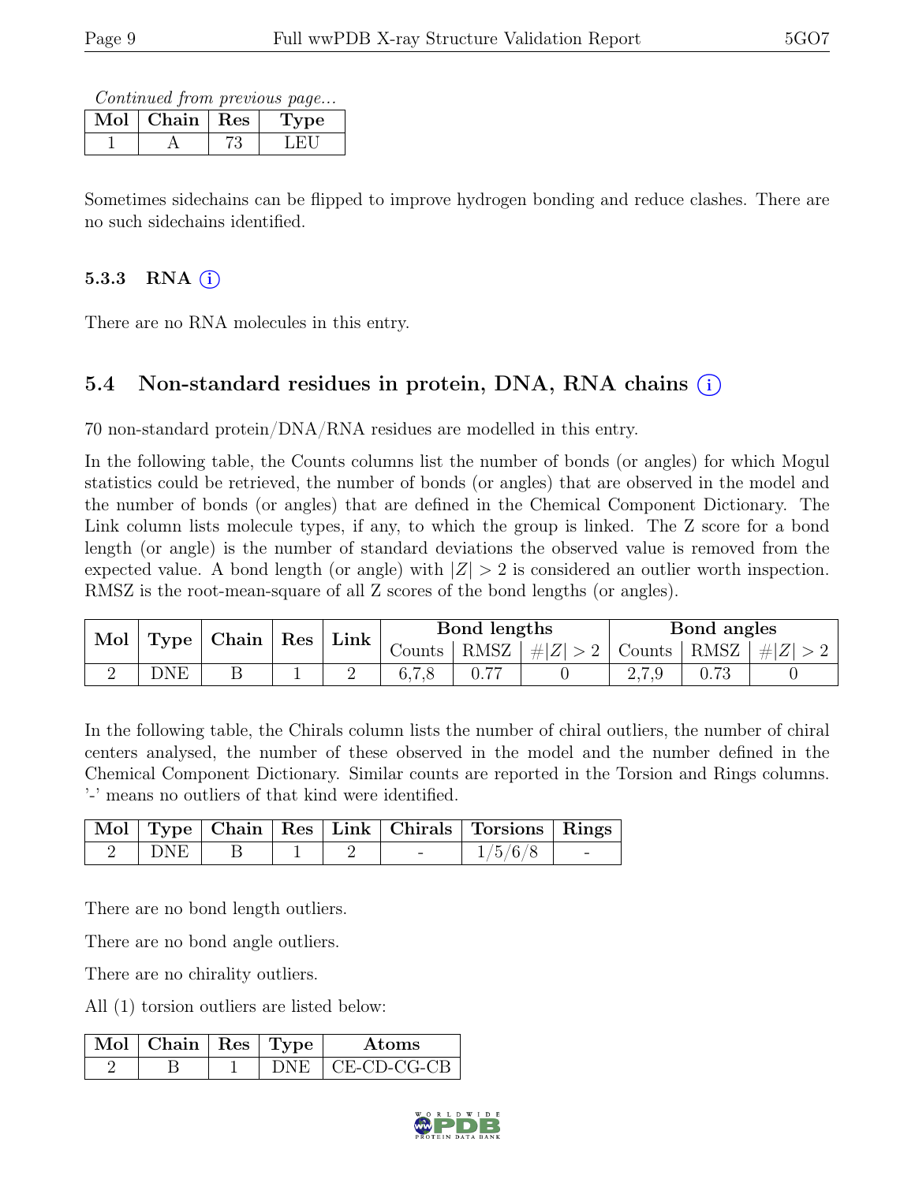*Continued from previous page...*

| Mol | Chain | Res | Type |
|---|---|---|---|
| 1 | A | 73 | LEU |

Sometimes sidechains can be flipped to improve hydrogen bonding and reduce clashes. There are no such sidechains identified.

### 5.3.3 RNA (i)

There are no RNA molecules in this entry.

## 5.4 Non-standard residues in protein, DNA, RNA chains (i)

70 non-standard protein/DNA/RNA residues are modelled in this entry.

In the following table, the Counts columns list the number of bonds (or angles) for which Mogul statistics could be retrieved, the number of bonds (or angles) that are observed in the model and the number of bonds (or angles) that are defined in the Chemical Component Dictionary. The Link column lists molecule types, if any, to which the group is linked. The Z score for a bond length (or angle) is the number of standard deviations the observed value is removed from the expected value. A bond length (or angle) with $|Z| > 2$ is considered an outlier worth inspection. RMSZ is the root-mean-square of all Z scores of the bond lengths (or angles).

| Mol | Type | Chain | Res | Link | Bond lengths | | | Bond angles | | |
|---|---|---|---|---|---|---|---|---|---|---|
| | | | | | Counts | RMSZ | $\#\|Z\| > 2$ | Counts | RMSZ | $\#\|Z\| > 2$ |
| 2 | DNE | B | 1 | 2 | 6,7,8 | 0.77 | 0 | 2,7,9 | 0.73 | 0 |

In the following table, the Chirals column lists the number of chiral outliers, the number of chiral centers analysed, the number of these observed in the model and the number defined in the Chemical Component Dictionary. Similar counts are reported in the Torsion and Rings columns. '-' means no outliers of that kind were identified.

| Mol | Type | Chain | Res | Link | Chirals | Torsions | Rings |
|---|---|---|---|---|---|---|---|
| 2 | DNE | B | 1 | 2 | - | 1/5/6/8 | - |

There are no bond length outliers.

There are no bond angle outliers.

There are no chirality outliers.

All (1) torsion outliers are listed below:

| Mol | Chain | Res | Type | Atoms |
|---|---|---|---|---|
| 2 | B | 1 | DNE | CE-CD-CG-CB |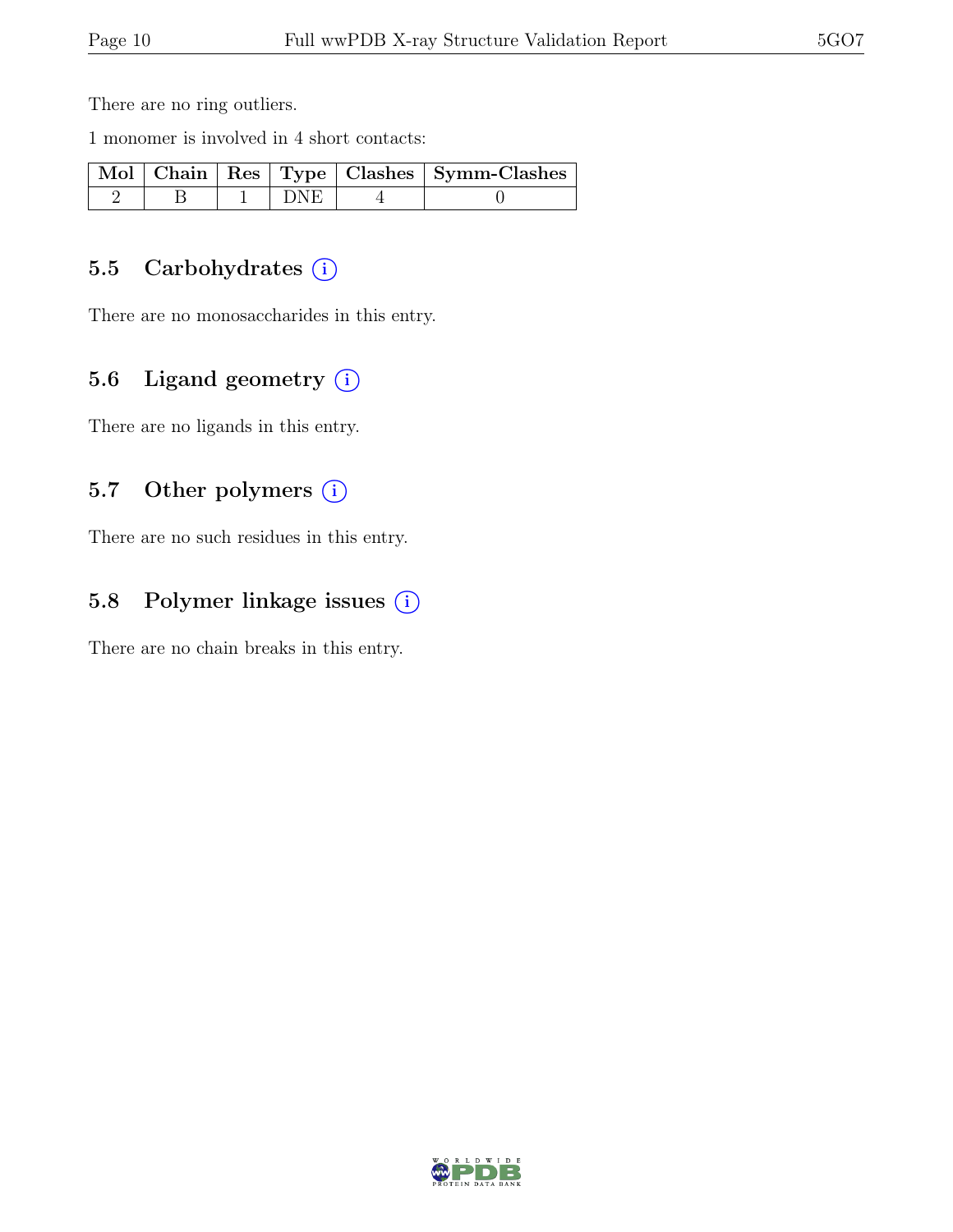There are no ring outliers.

1 monomer is involved in 4 short contacts:

| Mol | Chain | Res | Type | Clashes | Symm-Clashes |
|---|---|---|---|---|---|
| 2 | B | 1 | DNE | 4 | 0 |

## 5.5 Carbohydrates (i)

There are no monosaccharides in this entry.

## 5.6 Ligand geometry (i)

There are no ligands in this entry.

## 5.7 Other polymers (i)

There are no such residues in this entry.

## 5.8 Polymer linkage issues (i)

There are no chain breaks in this entry.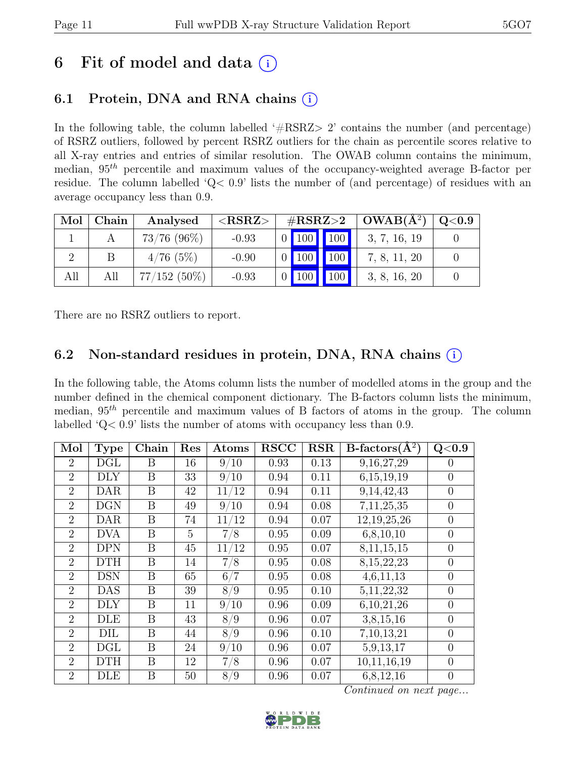# 6 Fit of model and data (i)

## 6.1 Protein, DNA and RNA chains (i)

In the following table, the column labelled '#RSRZ> 2' contains the number (and percentage) of RSRZ outliers, followed by percent RSRZ outliers for the chain as percentile scores relative to all X-ray entries and entries of similar resolution. The OWAB column contains the minimum, median, $95^{th}$ percentile and maximum values of the occupancy-weighted average B-factor per residue. The column labelled 'Q< 0.9' lists the number of (and percentage) of residues with an average occupancy less than 0.9.

| Mol | Chain | Analysed | <RSRZ> | #RSRZ>2 | | | OWAB(Å$^2$) | Q<0.9 |
|---|---|---|---|---|---|---|---|---|
| 1 | A | 73/76 (96%) | -0.93 | 0 | 100 | 100 | 3, 7, 16, 19 | 0 |
| 2 | B | 4/76 (5%) | -0.90 | 0 | 100 | 100 | 7, 8, 11, 20 | 0 |
| All | All | 77/152 (50%) | -0.93 | 0 | 100 | 100 | 3, 8, 16, 20 | 0 |

There are no RSRZ outliers to report.

## 6.2 Non-standard residues in protein, DNA, RNA chains (i)

In the following table, the Atoms column lists the number of modelled atoms in the group and the number defined in the chemical component dictionary. The B-factors column lists the minimum, median, $95^{th}$ percentile and maximum values of B factors of atoms in the group. The column labelled 'Q< 0.9' lists the number of atoms with occupancy less than 0.9.

| Mol | Type | Chain | Res | Atoms | RSCC | RSR | B-factors(Å$^2$) | Q<0.9 |
|---|---|---|---|---|---|---|---|---|
| 2 | DGL | B | 16 | 9/10 | 0.93 | 0.13 | 9,16,27,29 | 0 |
| 2 | DLY | B | 33 | 9/10 | 0.94 | 0.11 | 6,15,19,19 | 0 |
| 2 | DAR | B | 42 | 11/12 | 0.94 | 0.11 | 9,14,42,43 | 0 |
| 2 | DGN | B | 49 | 9/10 | 0.94 | 0.08 | 7,11,25,35 | 0 |
| 2 | DAR | B | 74 | 11/12 | 0.94 | 0.07 | 12,19,25,26 | 0 |
| 2 | DVA | B | 5 | 7/8 | 0.95 | 0.09 | 6,8,10,10 | 0 |
| 2 | DPN | B | 45 | 11/12 | 0.95 | 0.07 | 8,11,15,15 | 0 |
| 2 | DTH | B | 14 | 7/8 | 0.95 | 0.08 | 8,15,22,23 | 0 |
| 2 | DSN | B | 65 | 6/7 | 0.95 | 0.08 | 4,6,11,13 | 0 |
| 2 | DAS | B | 39 | 8/9 | 0.95 | 0.10 | 5,11,22,32 | 0 |
| 2 | DLY | B | 11 | 9/10 | 0.96 | 0.09 | 6,10,21,26 | 0 |
| 2 | DLE | B | 43 | 8/9 | 0.96 | 0.07 | 3,8,15,16 | 0 |
| 2 | DIL | B | 44 | 8/9 | 0.96 | 0.10 | 7,10,13,21 | 0 |
| 2 | DGL | B | 24 | 9/10 | 0.96 | 0.07 | 5,9,13,17 | 0 |
| 2 | DTH | B | 12 | 7/8 | 0.96 | 0.07 | 10,11,16,19 | 0 |
| 2 | DLE | B | 50 | 8/9 | 0.96 | 0.07 | 6,8,12,16 | 0 |

*Continued on next page...*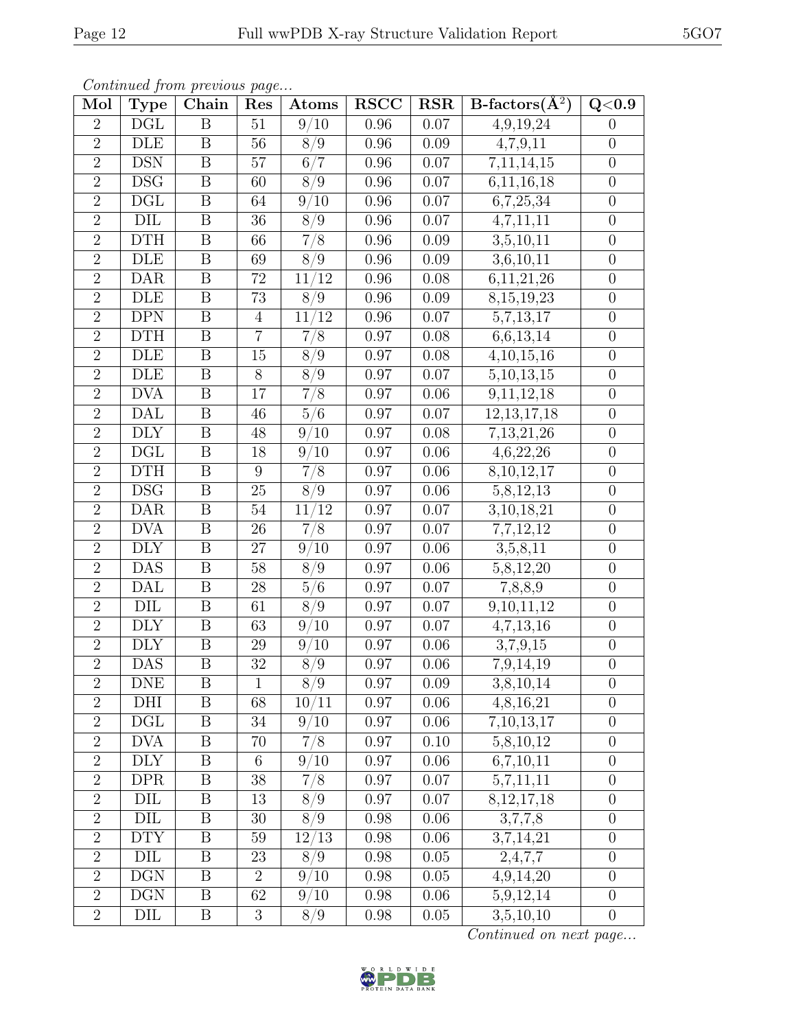*Continued from previous page...*

| Mol | Type | Chain | Res | Atoms | RSCC | RSR | B-factors($Å^2$) | Q<0.9 |
|---|---|---|---|---|---|---|---|---|
| 2 | DGL | B | 51 | 9/10 | 0.96 | 0.07 | 4,9,19,24 | 0 |
| 2 | DLE | B | 56 | 8/9 | 0.96 | 0.09 | 4,7,9,11 | 0 |
| 2 | DSN | B | 57 | 6/7 | 0.96 | 0.07 | 7,11,14,15 | 0 |
| 2 | DSG | B | 60 | 8/9 | 0.96 | 0.07 | 6,11,16,18 | 0 |
| 2 | DGL | B | 64 | 9/10 | 0.96 | 0.07 | 6,7,25,34 | 0 |
| 2 | DIL | B | 36 | 8/9 | 0.96 | 0.07 | 4,7,11,11 | 0 |
| 2 | DTH | B | 66 | 7/8 | 0.96 | 0.09 | 3,5,10,11 | 0 |
| 2 | DLE | B | 69 | 8/9 | 0.96 | 0.09 | 3,6,10,11 | 0 |
| 2 | DAR | B | 72 | 11/12 | 0.96 | 0.08 | 6,11,21,26 | 0 |
| 2 | DLE | B | 73 | 8/9 | 0.96 | 0.09 | 8,15,19,23 | 0 |
| 2 | DPN | B | 4 | 11/12 | 0.96 | 0.07 | 5,7,13,17 | 0 |
| 2 | DTH | B | 7 | 7/8 | 0.97 | 0.08 | 6,6,13,14 | 0 |
| 2 | DLE | B | 15 | 8/9 | 0.97 | 0.08 | 4,10,15,16 | 0 |
| 2 | DLE | B | 8 | 8/9 | 0.97 | 0.07 | 5,10,13,15 | 0 |
| 2 | DVA | B | 17 | 7/8 | 0.97 | 0.06 | 9,11,12,18 | 0 |
| 2 | DAL | B | 46 | 5/6 | 0.97 | 0.07 | 12,13,17,18 | 0 |
| 2 | DLY | B | 48 | 9/10 | 0.97 | 0.08 | 7,13,21,26 | 0 |
| 2 | DGL | B | 18 | 9/10 | 0.97 | 0.06 | 4,6,22,26 | 0 |
| 2 | DTH | B | 9 | 7/8 | 0.97 | 0.06 | 8,10,12,17 | 0 |
| 2 | DSG | B | 25 | 8/9 | 0.97 | 0.06 | 5,8,12,13 | 0 |
| 2 | DAR | B | 54 | 11/12 | 0.97 | 0.07 | 3,10,18,21 | 0 |
| 2 | DVA | B | 26 | 7/8 | 0.97 | 0.07 | 7,7,12,12 | 0 |
| 2 | DLY | B | 27 | 9/10 | 0.97 | 0.06 | 3,5,8,11 | 0 |
| 2 | DAS | B | 58 | 8/9 | 0.97 | 0.06 | 5,8,12,20 | 0 |
| 2 | DAL | B | 28 | 5/6 | 0.97 | 0.07 | 7,8,8,9 | 0 |
| 2 | DIL | B | 61 | 8/9 | 0.97 | 0.07 | 9,10,11,12 | 0 |
| 2 | DLY | B | 63 | 9/10 | 0.97 | 0.07 | 4,7,13,16 | 0 |
| 2 | DLY | B | 29 | 9/10 | 0.97 | 0.06 | 3,7,9,15 | 0 |
| 2 | DAS | B | 32 | 8/9 | 0.97 | 0.06 | 7,9,14,19 | 0 |
| 2 | DNE | B | 1 | 8/9 | 0.97 | 0.09 | 3,8,10,14 | 0 |
| 2 | DHI | B | 68 | 10/11 | 0.97 | 0.06 | 4,8,16,21 | 0 |
| 2 | DGL | B | 34 | 9/10 | 0.97 | 0.06 | 7,10,13,17 | 0 |
| 2 | DVA | B | 70 | 7/8 | 0.97 | 0.10 | 5,8,10,12 | 0 |
| 2 | DLY | B | 6 | 9/10 | 0.97 | 0.06 | 6,7,10,11 | 0 |
| 2 | DPR | B | 38 | 7/8 | 0.97 | 0.07 | 5,7,11,11 | 0 |
| 2 | DIL | B | 13 | 8/9 | 0.97 | 0.07 | 8,12,17,18 | 0 |
| 2 | DIL | B | 30 | 8/9 | 0.98 | 0.06 | 3,7,7,8 | 0 |
| 2 | DTY | B | 59 | 12/13 | 0.98 | 0.06 | 3,7,14,21 | 0 |
| 2 | DIL | B | 23 | 8/9 | 0.98 | 0.05 | 2,4,7,7 | 0 |
| 2 | DGN | B | 2 | 9/10 | 0.98 | 0.05 | 4,9,14,20 | 0 |
| 2 | DGN | B | 62 | 9/10 | 0.98 | 0.06 | 5,9,12,14 | 0 |
| 2 | DIL | B | 3 | 8/9 | 0.98 | 0.05 | 3,5,10,10 | 0 |

*Continued on next page...*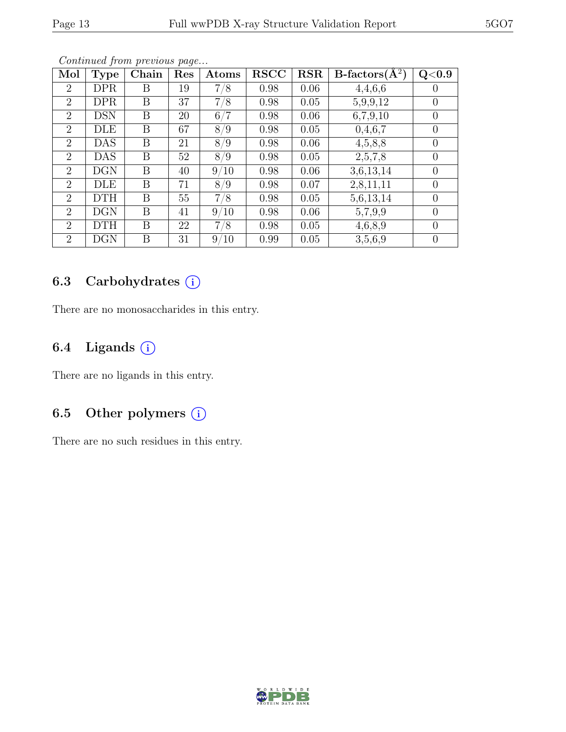*Continued from previous page...*

| Mol | Type | Chain | Res | Atoms | RSCC | RSR | B-factors($Å^2$) | Q<0.9 |
|---|---|---|---|---|---|---|---|---|
| 2 | DPR | B | 19 | 7/8 | 0.98 | 0.06 | 4,4,6,6 | 0 |
| 2 | DPR | B | 37 | 7/8 | 0.98 | 0.05 | 5,9,9,12 | 0 |
| 2 | DSN | B | 20 | 6/7 | 0.98 | 0.06 | 6,7,9,10 | 0 |
| 2 | DLE | B | 67 | 8/9 | 0.98 | 0.05 | 0,4,6,7 | 0 |
| 2 | DAS | B | 21 | 8/9 | 0.98 | 0.06 | 4,5,8,8 | 0 |
| 2 | DAS | B | 52 | 8/9 | 0.98 | 0.05 | 2,5,7,8 | 0 |
| 2 | DGN | B | 40 | 9/10 | 0.98 | 0.06 | 3,6,13,14 | 0 |
| 2 | DLE | B | 71 | 8/9 | 0.98 | 0.07 | 2,8,11,11 | 0 |
| 2 | DTH | B | 55 | 7/8 | 0.98 | 0.05 | 5,6,13,14 | 0 |
| 2 | DGN | B | 41 | 9/10 | 0.98 | 0.06 | 5,7,9,9 | 0 |
| 2 | DTH | B | 22 | 7/8 | 0.98 | 0.05 | 4,6,8,9 | 0 |
| 2 | DGN | B | 31 | 9/10 | 0.99 | 0.05 | 3,5,6,9 | 0 |

### 6.3 Carbohydrates (i)

There are no monosaccharides in this entry.

### 6.4 Ligands (i)

There are no ligands in this entry.

### 6.5 Other polymers (i)

There are no such residues in this entry.